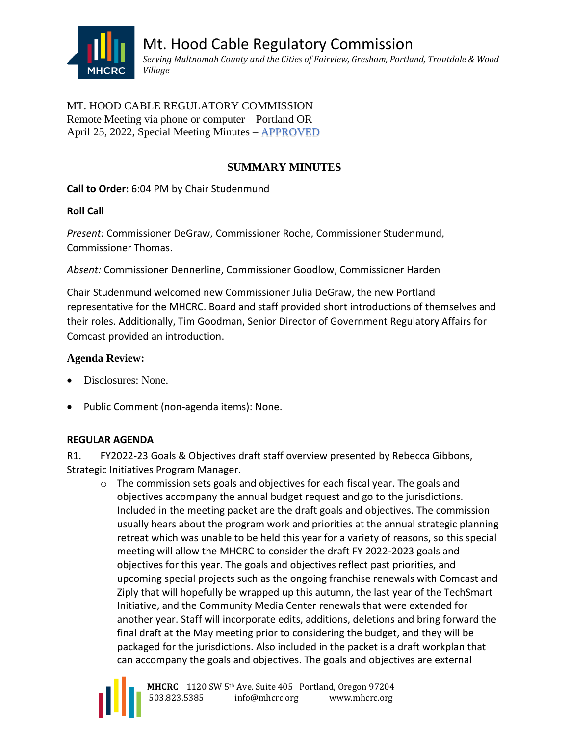# Mt. Hood Cable Regulatory Commission

*Serving Multnomah County and the Cities of Fairview, Gresham, Portland, Troutdale & Wood Village*

MT. HOOD CABLE REGULATORY COMMISSION
Remote Meeting via phone or computer – Portland OR
April 25, 2022, Special Meeting Minutes – APPROVED

## SUMMARY MINUTES

**Call to Order:** 6:04 PM by Chair Studenmund

**Roll Call**

*Present:* Commissioner DeGraw, Commissioner Roche, Commissioner Studenmund, Commissioner Thomas.

*Absent:* Commissioner Dennerline, Commissioner Goodlow, Commissioner Harden

Chair Studenmund welcomed new Commissioner Julia DeGraw, the new Portland representative for the MHCRC. Board and staff provided short introductions of themselves and their roles. Additionally, Tim Goodman, Senior Director of Government Regulatory Affairs for Comcast provided an introduction.

### Agenda Review:

- Disclosures: None.
- Public Comment (non-agenda items): None.

**REGULAR AGENDA**

R1. FY2022-23 Goals & Objectives draft staff overview presented by Rebecca Gibbons, Strategic Initiatives Program Manager.

- The commission sets goals and objectives for each fiscal year. The goals and objectives accompany the annual budget request and go to the jurisdictions. Included in the meeting packet are the draft goals and objectives. The commission usually hears about the program work and priorities at the annual strategic planning retreat which was unable to be held this year for a variety of reasons, so this special meeting will allow the MHCRC to consider the draft FY 2022-2023 goals and objectives for this year. The goals and objectives reflect past priorities, and upcoming special projects such as the ongoing franchise renewals with Comcast and Ziply that will hopefully be wrapped up this autumn, the last year of the TechSmart Initiative, and the Community Media Center renewals that were extended for another year. Staff will incorporate edits, additions, deletions and bring forward the final draft at the May meeting prior to considering the budget, and they will be packaged for the jurisdictions. Also included in the packet is a draft workplan that can accompany the goals and objectives. The goals and objectives are external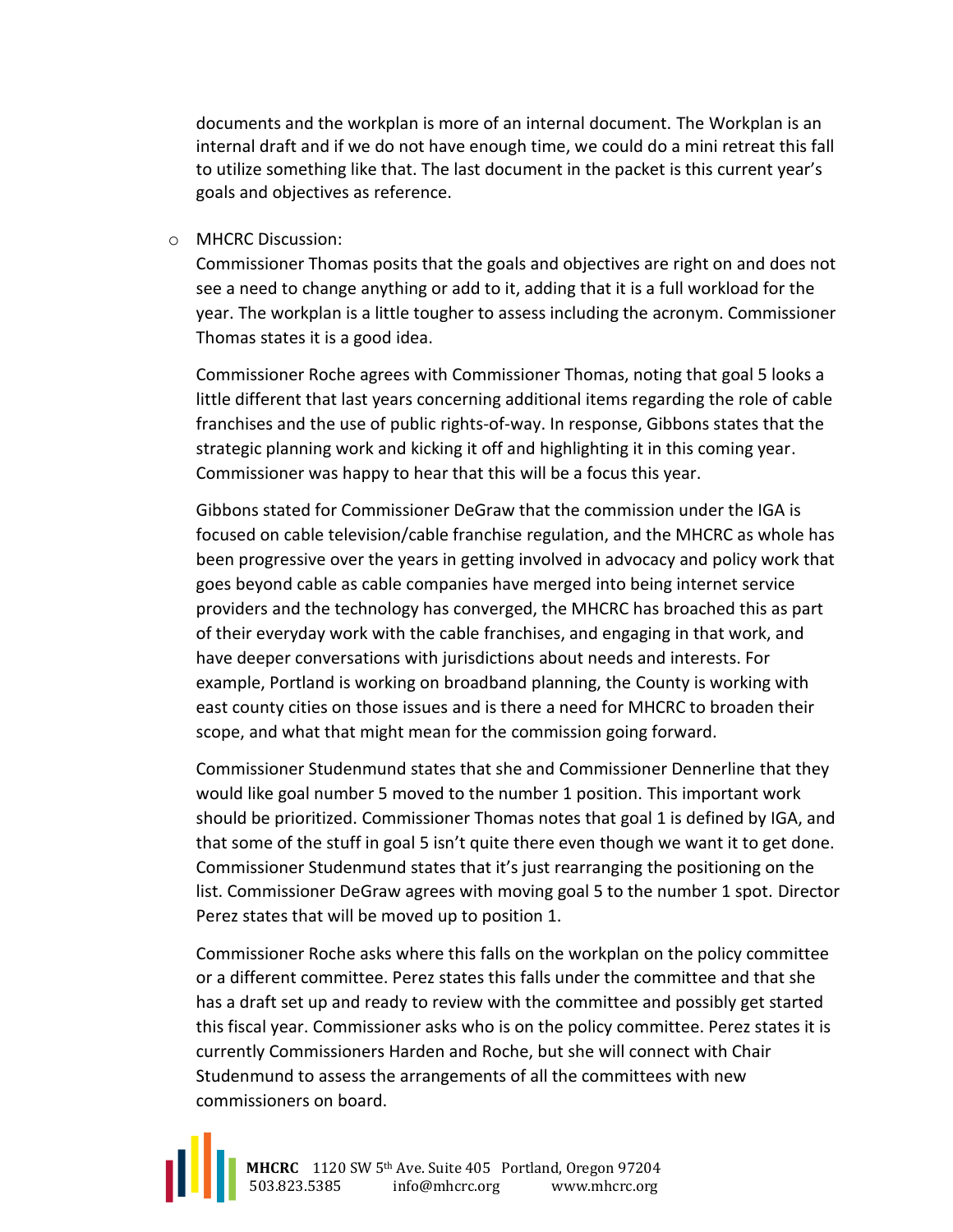documents and the workplan is more of an internal document. The Workplan is an internal draft and if we do not have enough time, we could do a mini retreat this fall to utilize something like that. The last document in the packet is this current year's goals and objectives as reference.

- MHCRC Discussion:

  Commissioner Thomas posits that the goals and objectives are right on and does not see a need to change anything or add to it, adding that it is a full workload for the year. The workplan is a little tougher to assess including the acronym. Commissioner Thomas states it is a good idea.

  Commissioner Roche agrees with Commissioner Thomas, noting that goal 5 looks a little different that last years concerning additional items regarding the role of cable franchises and the use of public rights-of-way. In response, Gibbons states that the strategic planning work and kicking it off and highlighting it in this coming year. Commissioner was happy to hear that this will be a focus this year.

  Gibbons stated for Commissioner DeGraw that the commission under the IGA is focused on cable television/cable franchise regulation, and the MHCRC as whole has been progressive over the years in getting involved in advocacy and policy work that goes beyond cable as cable companies have merged into being internet service providers and the technology has converged, the MHCRC has broached this as part of their everyday work with the cable franchises, and engaging in that work, and have deeper conversations with jurisdictions about needs and interests. For example, Portland is working on broadband planning, the County is working with east county cities on those issues and is there a need for MHCRC to broaden their scope, and what that might mean for the commission going forward.

  Commissioner Studenmund states that she and Commissioner Dennerline that they would like goal number 5 moved to the number 1 position. This important work should be prioritized. Commissioner Thomas notes that goal 1 is defined by IGA, and that some of the stuff in goal 5 isn't quite there even though we want it to get done. Commissioner Studenmund states that it's just rearranging the positioning on the list. Commissioner DeGraw agrees with moving goal 5 to the number 1 spot. Director Perez states that will be moved up to position 1.

  Commissioner Roche asks where this falls on the workplan on the policy committee or a different committee. Perez states this falls under the committee and that she has a draft set up and ready to review with the committee and possibly get started this fiscal year. Commissioner asks who is on the policy committee. Perez states it is currently Commissioners Harden and Roche, but she will connect with Chair Studenmund to assess the arrangements of all the committees with new commissioners on board.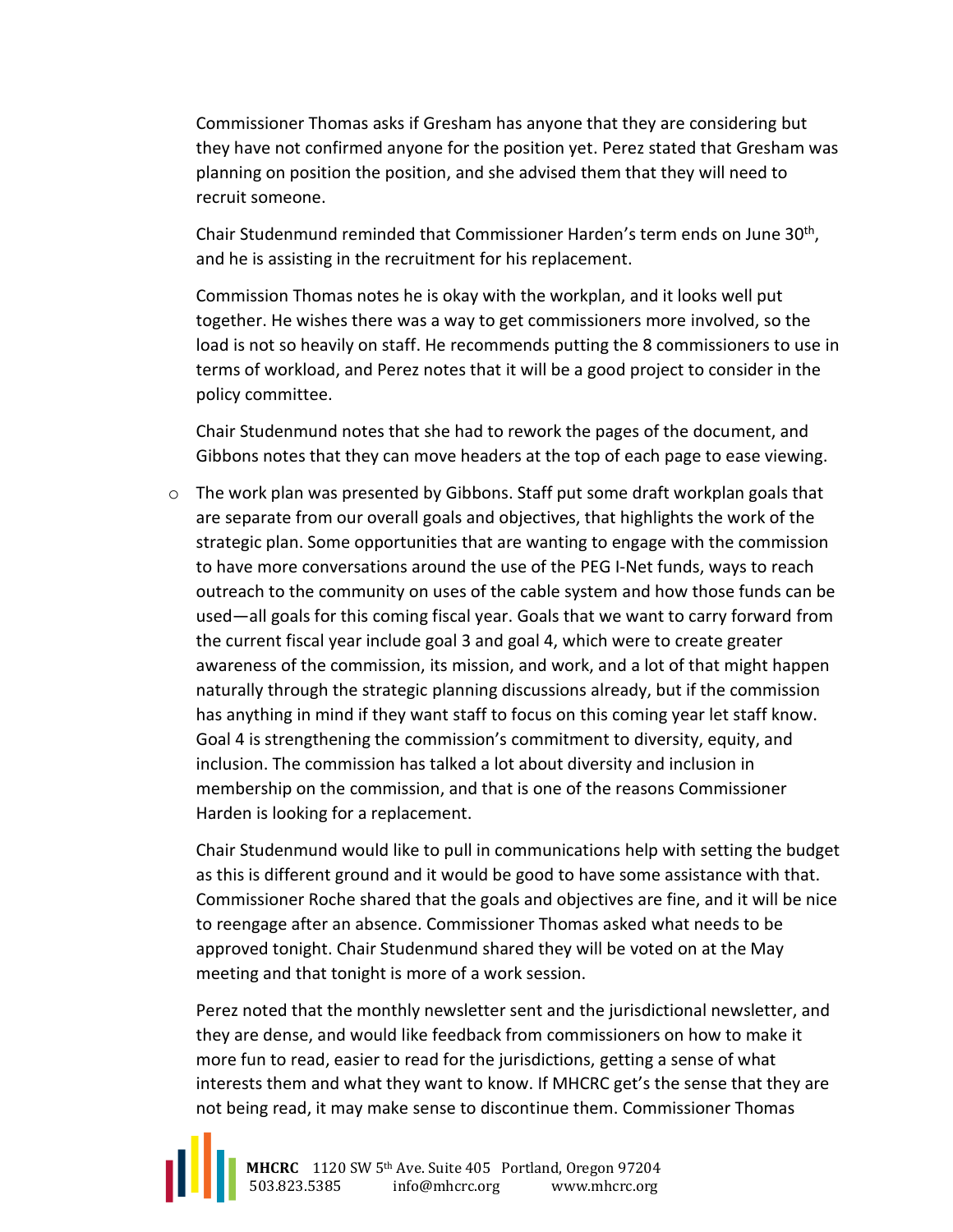Commissioner Thomas asks if Gresham has anyone that they are considering but they have not confirmed anyone for the position yet. Perez stated that Gresham was planning on position the position, and she advised them that they will need to recruit someone.

Chair Studenmund reminded that Commissioner Harden's term ends on June 30th, and he is assisting in the recruitment for his replacement.

Commission Thomas notes he is okay with the workplan, and it looks well put together. He wishes there was a way to get commissioners more involved, so the load is not so heavily on staff. He recommends putting the 8 commissioners to use in terms of workload, and Perez notes that it will be a good project to consider in the policy committee.

Chair Studenmund notes that she had to rework the pages of the document, and Gibbons notes that they can move headers at the top of each page to ease viewing.

- The work plan was presented by Gibbons. Staff put some draft workplan goals that are separate from our overall goals and objectives, that highlights the work of the strategic plan. Some opportunities that are wanting to engage with the commission to have more conversations around the use of the PEG I-Net funds, ways to reach outreach to the community on uses of the cable system and how those funds can be used—all goals for this coming fiscal year. Goals that we want to carry forward from the current fiscal year include goal 3 and goal 4, which were to create greater awareness of the commission, its mission, and work, and a lot of that might happen naturally through the strategic planning discussions already, but if the commission has anything in mind if they want staff to focus on this coming year let staff know. Goal 4 is strengthening the commission's commitment to diversity, equity, and inclusion. The commission has talked a lot about diversity and inclusion in membership on the commission, and that is one of the reasons Commissioner Harden is looking for a replacement.

  Chair Studenmund would like to pull in communications help with setting the budget as this is different ground and it would be good to have some assistance with that. Commissioner Roche shared that the goals and objectives are fine, and it will be nice to reengage after an absence. Commissioner Thomas asked what needs to be approved tonight. Chair Studenmund shared they will be voted on at the May meeting and that tonight is more of a work session.

  Perez noted that the monthly newsletter sent and the jurisdictional newsletter, and they are dense, and would like feedback from commissioners on how to make it more fun to read, easier to read for the jurisdictions, getting a sense of what interests them and what they want to know. If MHCRC get's the sense that they are not being read, it may make sense to discontinue them. Commissioner Thomas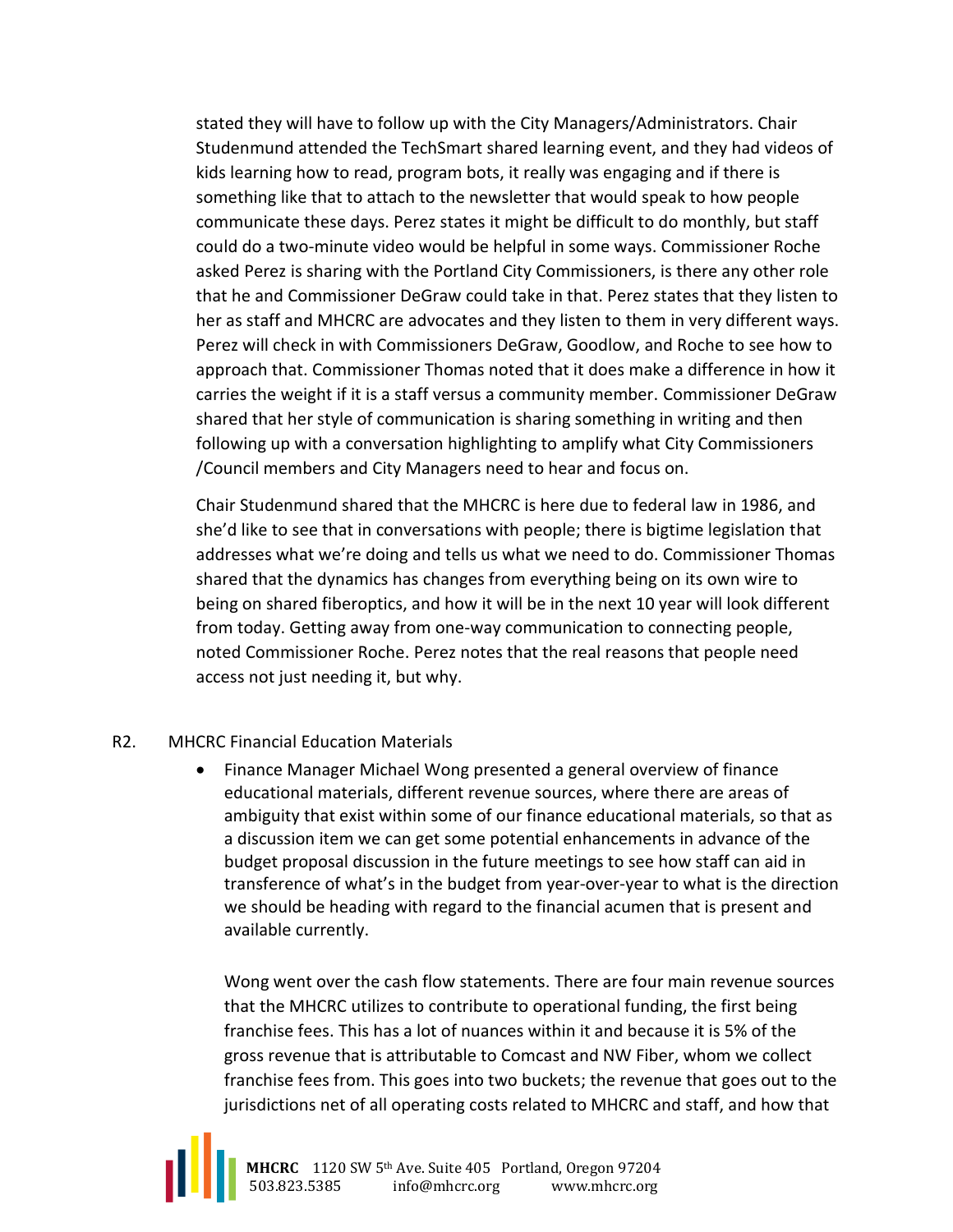stated they will have to follow up with the City Managers/Administrators. Chair Studenmund attended the TechSmart shared learning event, and they had videos of kids learning how to read, program bots, it really was engaging and if there is something like that to attach to the newsletter that would speak to how people communicate these days. Perez states it might be difficult to do monthly, but staff could do a two-minute video would be helpful in some ways. Commissioner Roche asked Perez is sharing with the Portland City Commissioners, is there any other role that he and Commissioner DeGraw could take in that. Perez states that they listen to her as staff and MHCRC are advocates and they listen to them in very different ways. Perez will check in with Commissioners DeGraw, Goodlow, and Roche to see how to approach that. Commissioner Thomas noted that it does make a difference in how it carries the weight if it is a staff versus a community member. Commissioner DeGraw shared that her style of communication is sharing something in writing and then following up with a conversation highlighting to amplify what City Commissioners /Council members and City Managers need to hear and focus on.

Chair Studenmund shared that the MHCRC is here due to federal law in 1986, and she'd like to see that in conversations with people; there is bigtime legislation that addresses what we're doing and tells us what we need to do. Commissioner Thomas shared that the dynamics has changes from everything being on its own wire to being on shared fiberoptics, and how it will be in the next 10 year will look different from today. Getting away from one-way communication to connecting people, noted Commissioner Roche. Perez notes that the real reasons that people need access not just needing it, but why.

R2. MHCRC Financial Education Materials

- Finance Manager Michael Wong presented a general overview of finance educational materials, different revenue sources, where there are areas of ambiguity that exist within some of our finance educational materials, so that as a discussion item we can get some potential enhancements in advance of the budget proposal discussion in the future meetings to see how staff can aid in transference of what's in the budget from year-over-year to what is the direction we should be heading with regard to the financial acumen that is present and available currently.

  Wong went over the cash flow statements. There are four main revenue sources that the MHCRC utilizes to contribute to operational funding, the first being franchise fees. This has a lot of nuances within it and because it is 5% of the gross revenue that is attributable to Comcast and NW Fiber, whom we collect franchise fees from. This goes into two buckets; the revenue that goes out to the jurisdictions net of all operating costs related to MHCRC and staff, and how that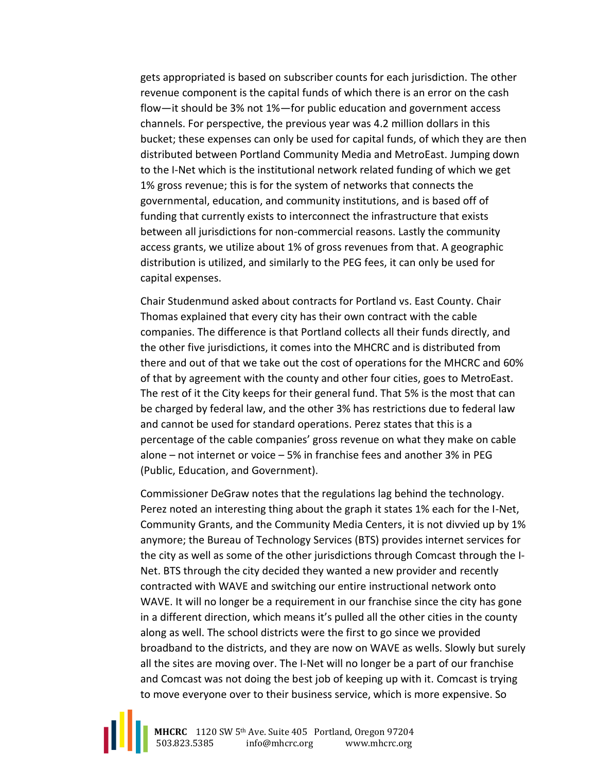gets appropriated is based on subscriber counts for each jurisdiction. The other revenue component is the capital funds of which there is an error on the cash flow—it should be 3% not 1%—for public education and government access channels. For perspective, the previous year was 4.2 million dollars in this bucket; these expenses can only be used for capital funds, of which they are then distributed between Portland Community Media and MetroEast. Jumping down to the I-Net which is the institutional network related funding of which we get 1% gross revenue; this is for the system of networks that connects the governmental, education, and community institutions, and is based off of funding that currently exists to interconnect the infrastructure that exists between all jurisdictions for non-commercial reasons. Lastly the community access grants, we utilize about 1% of gross revenues from that. A geographic distribution is utilized, and similarly to the PEG fees, it can only be used for capital expenses.

Chair Studenmund asked about contracts for Portland vs. East County. Chair Thomas explained that every city has their own contract with the cable companies. The difference is that Portland collects all their funds directly, and the other five jurisdictions, it comes into the MHCRC and is distributed from there and out of that we take out the cost of operations for the MHCRC and 60% of that by agreement with the county and other four cities, goes to MetroEast. The rest of it the City keeps for their general fund. That 5% is the most that can be charged by federal law, and the other 3% has restrictions due to federal law and cannot be used for standard operations. Perez states that this is a percentage of the cable companies' gross revenue on what they make on cable alone – not internet or voice – 5% in franchise fees and another 3% in PEG (Public, Education, and Government).

Commissioner DeGraw notes that the regulations lag behind the technology. Perez noted an interesting thing about the graph it states 1% each for the I-Net, Community Grants, and the Community Media Centers, it is not divvied up by 1% anymore; the Bureau of Technology Services (BTS) provides internet services for the city as well as some of the other jurisdictions through Comcast through the I-Net. BTS through the city decided they wanted a new provider and recently contracted with WAVE and switching our entire instructional network onto WAVE. It will no longer be a requirement in our franchise since the city has gone in a different direction, which means it's pulled all the other cities in the county along as well. The school districts were the first to go since we provided broadband to the districts, and they are now on WAVE as wells. Slowly but surely all the sites are moving over. The I-Net will no longer be a part of our franchise and Comcast was not doing the best job of keeping up with it. Comcast is trying to move everyone over to their business service, which is more expensive. So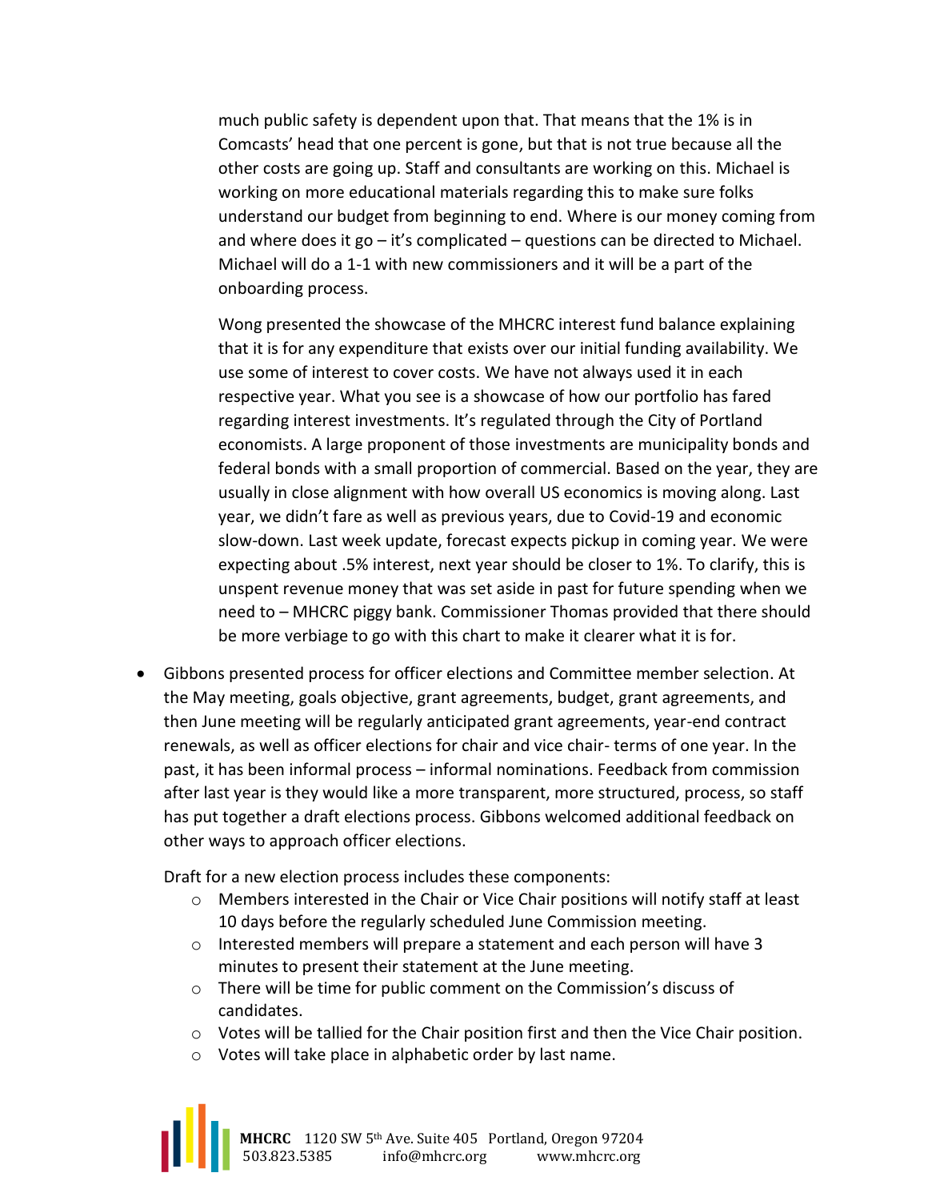much public safety is dependent upon that. That means that the 1% is in Comcasts' head that one percent is gone, but that is not true because all the other costs are going up. Staff and consultants are working on this. Michael is working on more educational materials regarding this to make sure folks understand our budget from beginning to end. Where is our money coming from and where does it go – it's complicated – questions can be directed to Michael. Michael will do a 1-1 with new commissioners and it will be a part of the onboarding process.

Wong presented the showcase of the MHCRC interest fund balance explaining that it is for any expenditure that exists over our initial funding availability. We use some of interest to cover costs. We have not always used it in each respective year. What you see is a showcase of how our portfolio has fared regarding interest investments. It's regulated through the City of Portland economists. A large proponent of those investments are municipality bonds and federal bonds with a small proportion of commercial. Based on the year, they are usually in close alignment with how overall US economics is moving along. Last year, we didn't fare as well as previous years, due to Covid-19 and economic slow-down. Last week update, forecast expects pickup in coming year. We were expecting about .5% interest, next year should be closer to 1%. To clarify, this is unspent revenue money that was set aside in past for future spending when we need to – MHCRC piggy bank. Commissioner Thomas provided that there should be more verbiage to go with this chart to make it clearer what it is for.

- Gibbons presented process for officer elections and Committee member selection. At the May meeting, goals objective, grant agreements, budget, grant agreements, and then June meeting will be regularly anticipated grant agreements, year-end contract renewals, as well as officer elections for chair and vice chair- terms of one year. In the past, it has been informal process – informal nominations. Feedback from commission after last year is they would like a more transparent, more structured, process, so staff has put together a draft elections process. Gibbons welcomed additional feedback on other ways to approach officer elections.

  Draft for a new election process includes these components:
  - Members interested in the Chair or Vice Chair positions will notify staff at least 10 days before the regularly scheduled June Commission meeting.
  - Interested members will prepare a statement and each person will have 3 minutes to present their statement at the June meeting.
  - There will be time for public comment on the Commission's discuss of candidates.
  - Votes will be tallied for the Chair position first and then the Vice Chair position.
  - Votes will take place in alphabetic order by last name.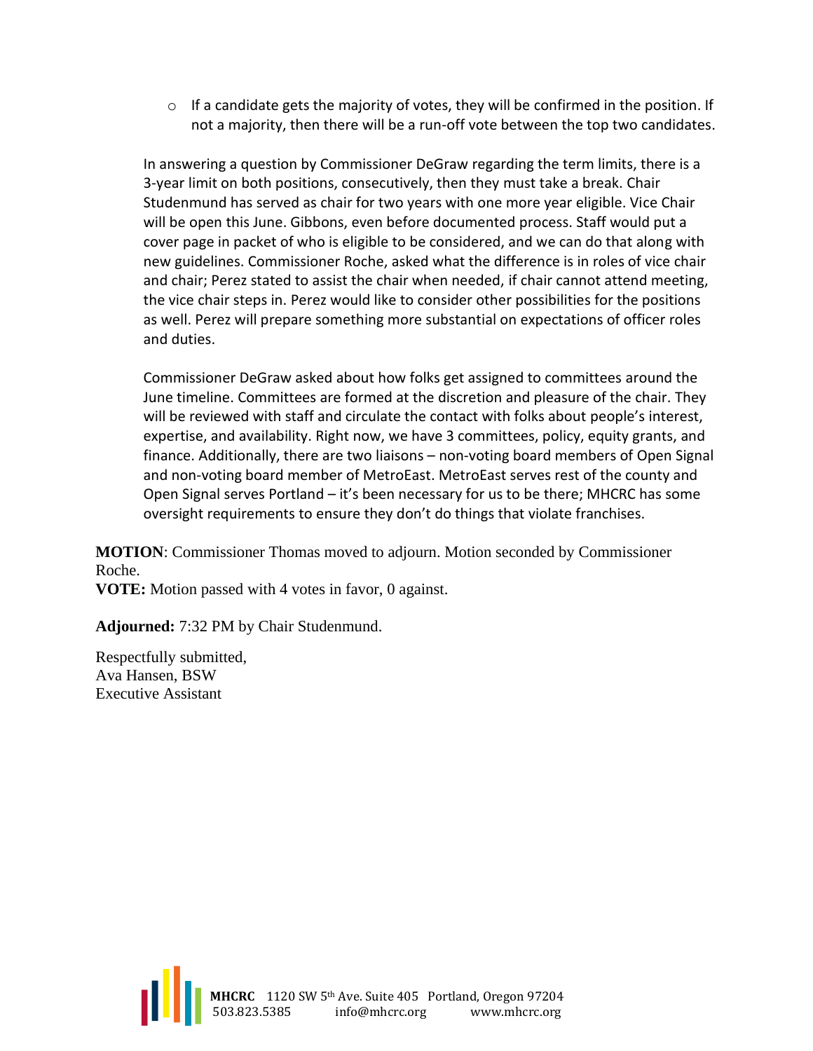- If a candidate gets the majority of votes, they will be confirmed in the position. If not a majority, then there will be a run-off vote between the top two candidates.

In answering a question by Commissioner DeGraw regarding the term limits, there is a 3-year limit on both positions, consecutively, then they must take a break. Chair Studenmund has served as chair for two years with one more year eligible. Vice Chair will be open this June. Gibbons, even before documented process. Staff would put a cover page in packet of who is eligible to be considered, and we can do that along with new guidelines. Commissioner Roche, asked what the difference is in roles of vice chair and chair; Perez stated to assist the chair when needed, if chair cannot attend meeting, the vice chair steps in. Perez would like to consider other possibilities for the positions as well. Perez will prepare something more substantial on expectations of officer roles and duties.

Commissioner DeGraw asked about how folks get assigned to committees around the June timeline. Committees are formed at the discretion and pleasure of the chair. They will be reviewed with staff and circulate the contact with folks about people's interest, expertise, and availability. Right now, we have 3 committees, policy, equity grants, and finance. Additionally, there are two liaisons – non-voting board members of Open Signal and non-voting board member of MetroEast. MetroEast serves rest of the county and Open Signal serves Portland – it's been necessary for us to be there; MHCRC has some oversight requirements to ensure they don't do things that violate franchises.

**MOTION**: Commissioner Thomas moved to adjourn. Motion seconded by Commissioner Roche.
**VOTE:** Motion passed with 4 votes in favor, 0 against.

**Adjourned:** 7:32 PM by Chair Studenmund.

Respectfully submitted,
Ava Hansen, BSW
Executive Assistant